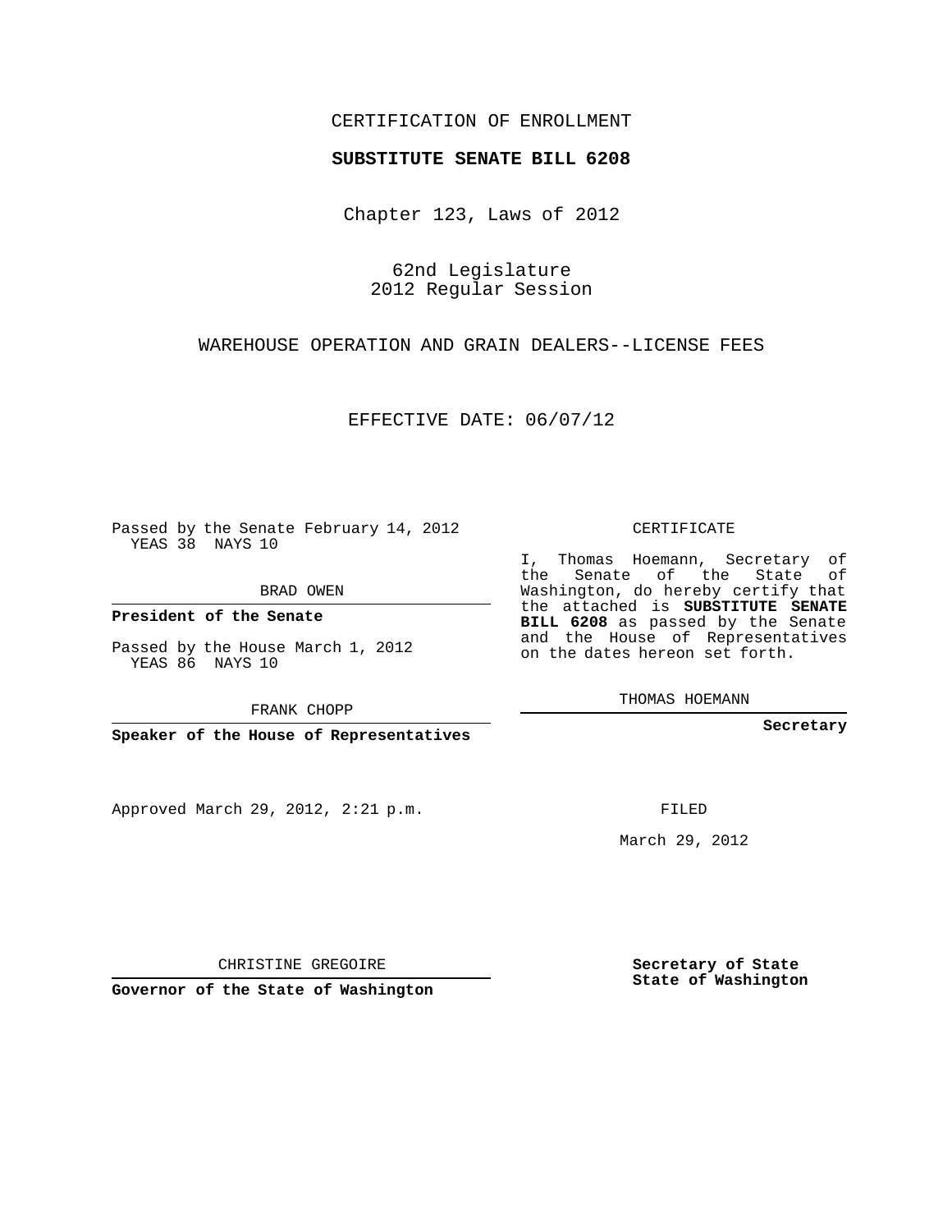CERTIFICATION OF ENROLLMENT

**SUBSTITUTE SENATE BILL 6208**

Chapter 123, Laws of 2012

62nd Legislature
2012 Regular Session

WAREHOUSE OPERATION AND GRAIN DEALERS--LICENSE FEES

EFFECTIVE DATE: 06/07/12

Passed by the Senate February 14, 2012
YEAS 38 NAYS 10

BRAD OWEN

**President of the Senate**

Passed by the House March 1, 2012
YEAS 86 NAYS 10

FRANK CHOPP

**Speaker of the House of Representatives**

Approved March 29, 2012, 2:21 p.m.

CHRISTINE GREGOIRE

**Governor of the State of Washington**

CERTIFICATE

I, Thomas Hoemann, Secretary of the Senate of the State of Washington, do hereby certify that the attached is **SUBSTITUTE SENATE BILL 6208** as passed by the Senate and the House of Representatives on the dates hereon set forth.

THOMAS HOEMANN

**Secretary**

FILED

March 29, 2012

**Secretary of State**
**State of Washington**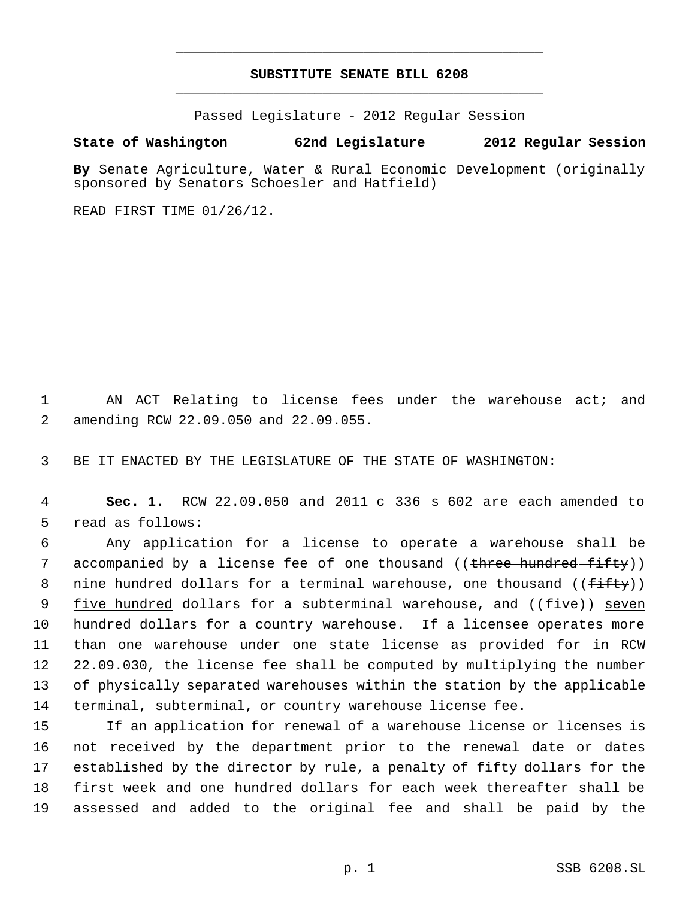# SUBSTITUTE SENATE BILL 6208

Passed Legislature - 2012 Regular Session

**State of Washington 62nd Legislature 2012 Regular Session**

**By** Senate Agriculture, Water & Rural Economic Development (originally sponsored by Senators Schoesler and Hatfield)

READ FIRST TIME 01/26/12.

1 AN ACT Relating to license fees under the warehouse act; and
2 amending RCW 22.09.050 and 22.09.055.

3 BE IT ENACTED BY THE LEGISLATURE OF THE STATE OF WASHINGTON:

4 **Sec. 1.** RCW 22.09.050 and 2011 c 336 s 602 are each amended to
5 read as follows:

6 Any application for a license to operate a warehouse shall be
7 accompanied by a license fee of one thousand ((~~three hundred fifty~~))
8 <u>nine hundred</u> dollars for a terminal warehouse, one thousand ((~~fifty~~))
9 <u>five hundred</u> dollars for a subterminal warehouse, and ((~~five~~)) <u>seven</u>
10 hundred dollars for a country warehouse. If a licensee operates more
11 than one warehouse under one state license as provided for in RCW
12 22.09.030, the license fee shall be computed by multiplying the number
13 of physically separated warehouses within the station by the applicable
14 terminal, subterminal, or country warehouse license fee.

15 If an application for renewal of a warehouse license or licenses is
16 not received by the department prior to the renewal date or dates
17 established by the director by rule, a penalty of fifty dollars for the
18 first week and one hundred dollars for each week thereafter shall be
19 assessed and added to the original fee and shall be paid by the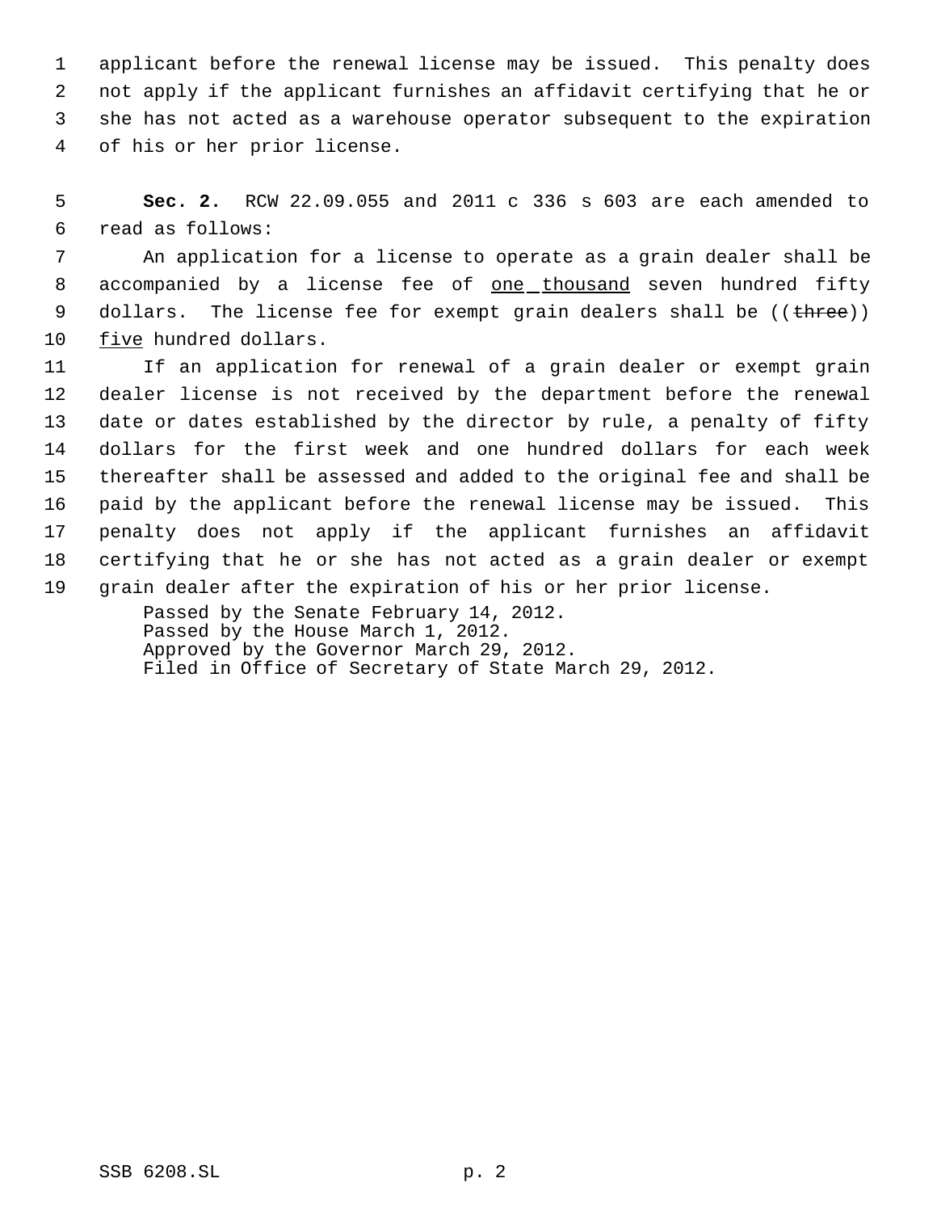applicant before the renewal license may be issued. This penalty does not apply if the applicant furnishes an affidavit certifying that he or she has not acted as a warehouse operator subsequent to the expiration of his or her prior license.

**Sec. 2.** RCW 22.09.055 and 2011 c 336 s 603 are each amended to read as follows:

An application for a license to operate as a grain dealer shall be accompanied by a license fee of <u>one thousand</u> seven hundred fifty dollars. The license fee for exempt grain dealers shall be ((~~three~~)) <u>five</u> hundred dollars.

If an application for renewal of a grain dealer or exempt grain dealer license is not received by the department before the renewal date or dates established by the director by rule, a penalty of fifty dollars for the first week and one hundred dollars for each week thereafter shall be assessed and added to the original fee and shall be paid by the applicant before the renewal license may be issued. This penalty does not apply if the applicant furnishes an affidavit certifying that he or she has not acted as a grain dealer or exempt grain dealer after the expiration of his or her prior license.

Passed by the Senate February 14, 2012.
Passed by the House March 1, 2012.
Approved by the Governor March 29, 2012.
Filed in Office of Secretary of State March 29, 2012.